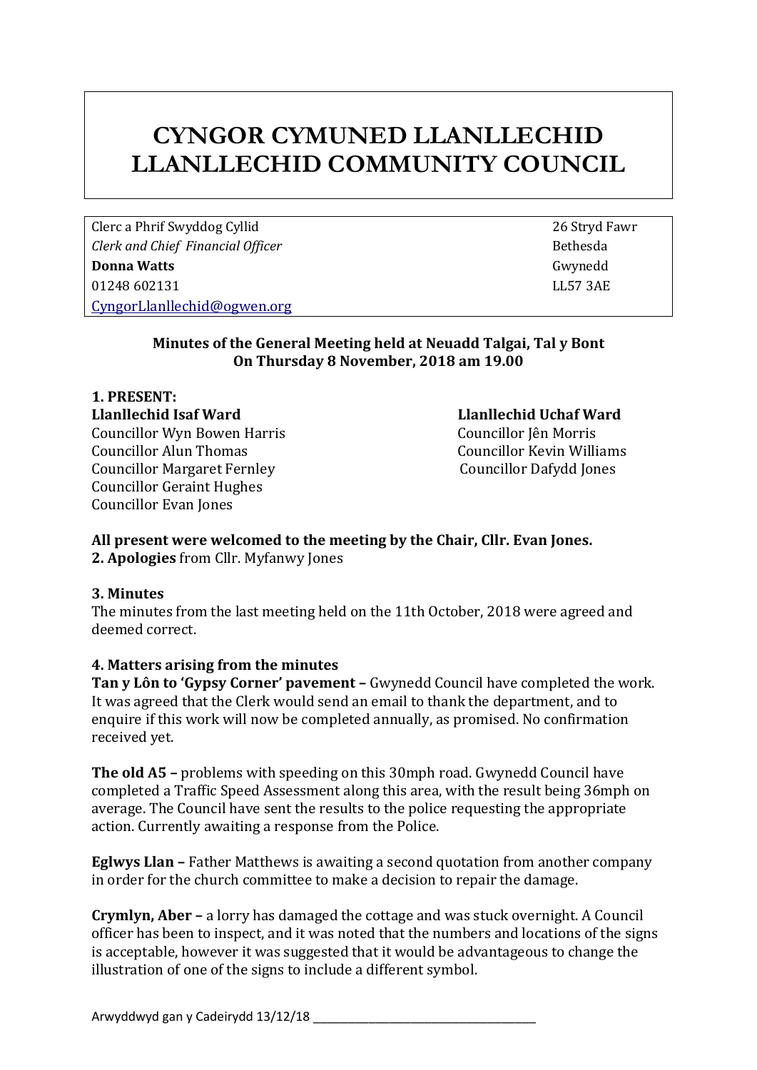# CYNGOR CYMUNED LLANLLECHID
# LLANLLECHID COMMUNITY COUNCIL

Clerc a Phrif Swyddog Cyllid
*Clerk and Chief Financial Officer*
**Donna Watts**
01248 602131
CyngorLlanllechid@ogwen.org

26 Stryd Fawr
Bethesda
Gwynedd
LL57 3AE

**Minutes of the General Meeting held at Neuadd Talgai, Tal y Bont**
**On Thursday 8 November, 2018 am 19.00**

**1. PRESENT:**

**Llanllechid Isaf Ward**
Councillor Wyn Bowen Harris
Councillor Alun Thomas
Councillor Margaret Fernley
Councillor Geraint Hughes
Councillor Evan Jones

**Llanllechid Uchaf Ward**
Councillor Jên Morris
Councillor Kevin Williams
Councillor Dafydd Jones

**All present were welcomed to the meeting by the Chair, Cllr. Evan Jones.**

**2. Apologies** from Cllr. Myfanwy Jones

**3. Minutes**
The minutes from the last meeting held on the 11th October, 2018 were agreed and deemed correct.

**4. Matters arising from the minutes**

**Tan y Lôn to 'Gypsy Corner' pavement –** Gwynedd Council have completed the work. It was agreed that the Clerk would send an email to thank the department, and to enquire if this work will now be completed annually, as promised. No confirmation received yet.

**The old A5 –** problems with speeding on this 30mph road. Gwynedd Council have completed a Traffic Speed Assessment along this area, with the result being 36mph on average. The Council have sent the results to the police requesting the appropriate action. Currently awaiting a response from the Police.

**Eglwys Llan –** Father Matthews is awaiting a second quotation from another company in order for the church committee to make a decision to repair the damage.

**Crymlyn, Aber –** a lorry has damaged the cottage and was stuck overnight. A Council officer has been to inspect, and it was noted that the numbers and locations of the signs is acceptable, however it was suggested that it would be advantageous to change the illustration of one of the signs to include a different symbol.

Arwyddwyd gan y Cadeirydd 13/12/18 ___________________________________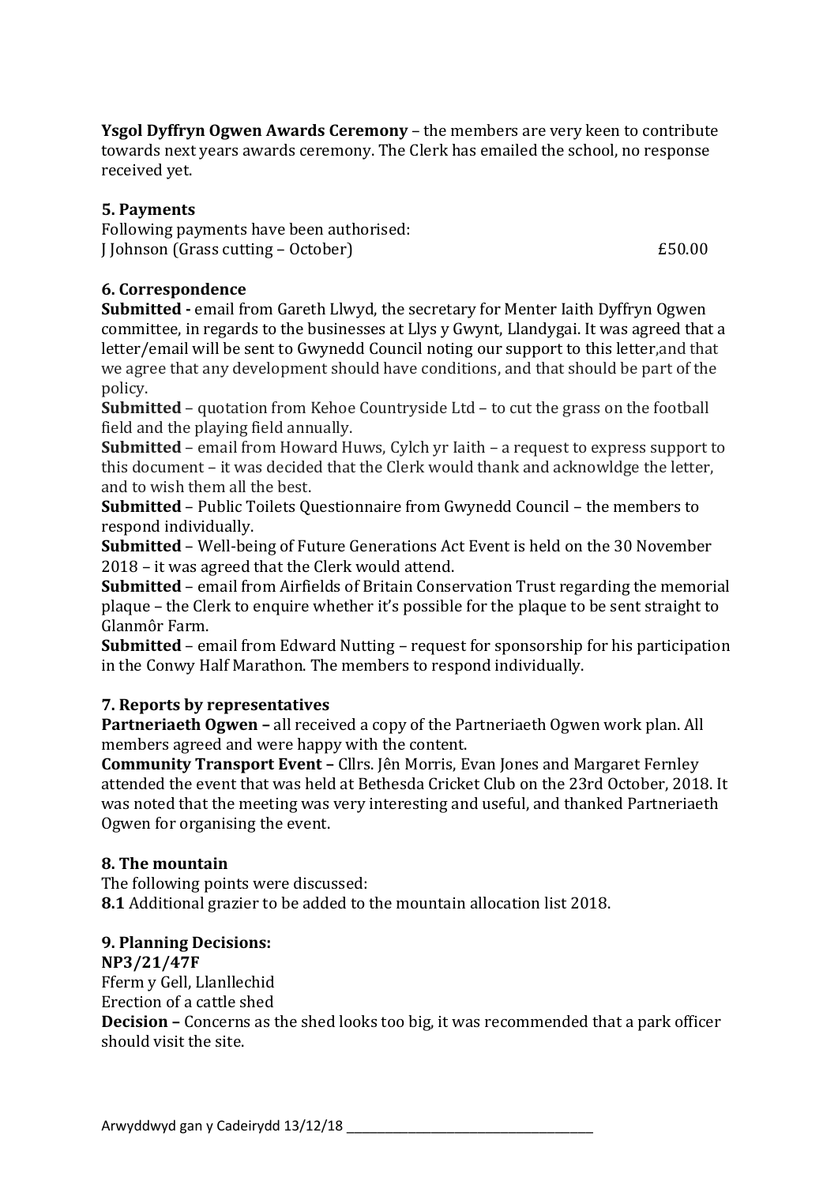**Ysgol Dyffryn Ogwen Awards Ceremony** – the members are very keen to contribute towards next years awards ceremony. The Clerk has emailed the school, no response received yet.

## 5. Payments

Following payments have been authorised:

J Johnson (Grass cutting – October) £50.00

## 6. Correspondence

**Submitted -** email from Gareth Llwyd, the secretary for Menter Iaith Dyffryn Ogwen committee, in regards to the businesses at Llys y Gwynt, Llandygai. It was agreed that a letter/email will be sent to Gwynedd Council noting our support to this letter,and that we agree that any development should have conditions, and that should be part of the policy.

**Submitted** – quotation from Kehoe Countryside Ltd – to cut the grass on the football field and the playing field annually.

**Submitted** – email from Howard Huws, Cylch yr Iaith – a request to express support to this document – it was decided that the Clerk would thank and acknowldge the letter, and to wish them all the best.

**Submitted** – Public Toilets Questionnaire from Gwynedd Council – the members to respond individually.

**Submitted** – Well-being of Future Generations Act Event is held on the 30 November 2018 – it was agreed that the Clerk would attend.

**Submitted** – email from Airfields of Britain Conservation Trust regarding the memorial plaque – the Clerk to enquire whether it's possible for the plaque to be sent straight to Glanmôr Farm.

**Submitted** – email from Edward Nutting – request for sponsorship for his participation in the Conwy Half Marathon. The members to respond individually.

## 7. Reports by representatives

**Partneriaeth Ogwen –** all received a copy of the Partneriaeth Ogwen work plan. All members agreed and were happy with the content.

**Community Transport Event –** Cllrs. Jên Morris, Evan Jones and Margaret Fernley attended the event that was held at Bethesda Cricket Club on the 23rd October, 2018. It was noted that the meeting was very interesting and useful, and thanked Partneriaeth Ogwen for organising the event.

## 8. The mountain

The following points were discussed:

**8.1** Additional grazier to be added to the mountain allocation list 2018.

## 9. Planning Decisions:

**NP3/21/47F**

Fferm y Gell, Llanllechid

Erection of a cattle shed

**Decision –** Concerns as the shed looks too big, it was recommended that a park officer should visit the site.

Arwyddwyd gan y Cadeirydd 13/12/18 ___________________________________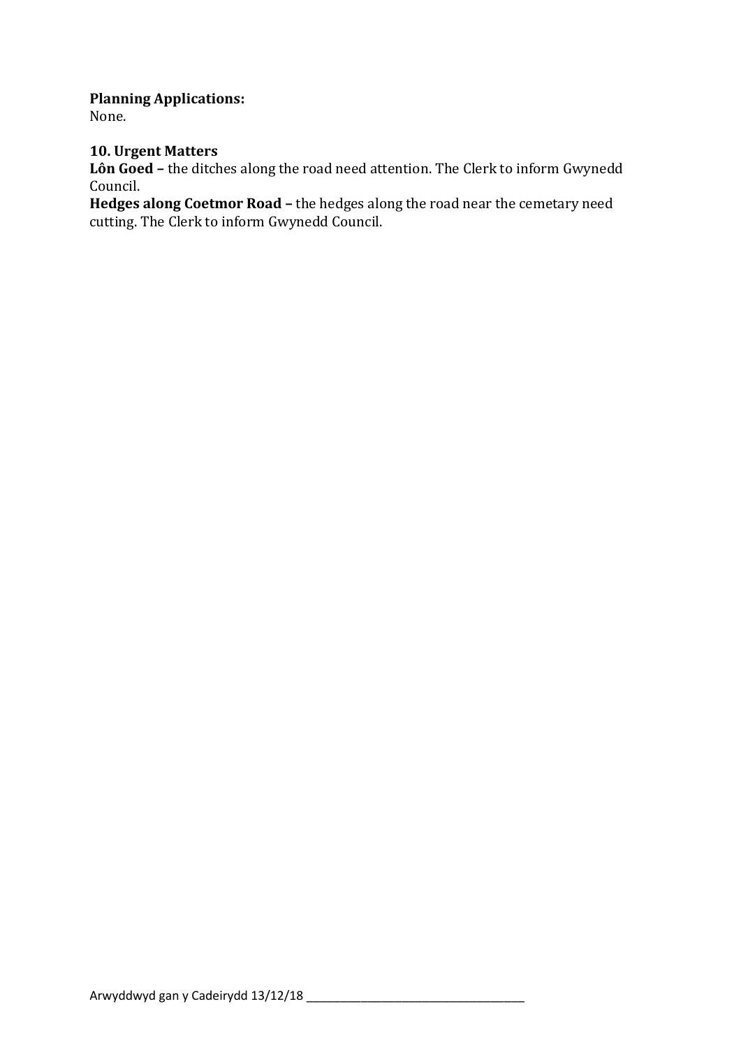**Planning Applications:**
None.

**10. Urgent Matters**

**Lôn Goed –** the ditches along the road need attention. The Clerk to inform Gwynedd Council.

**Hedges along Coetmor Road –** the hedges along the road near the cemetary need cutting. The Clerk to inform Gwynedd Council.